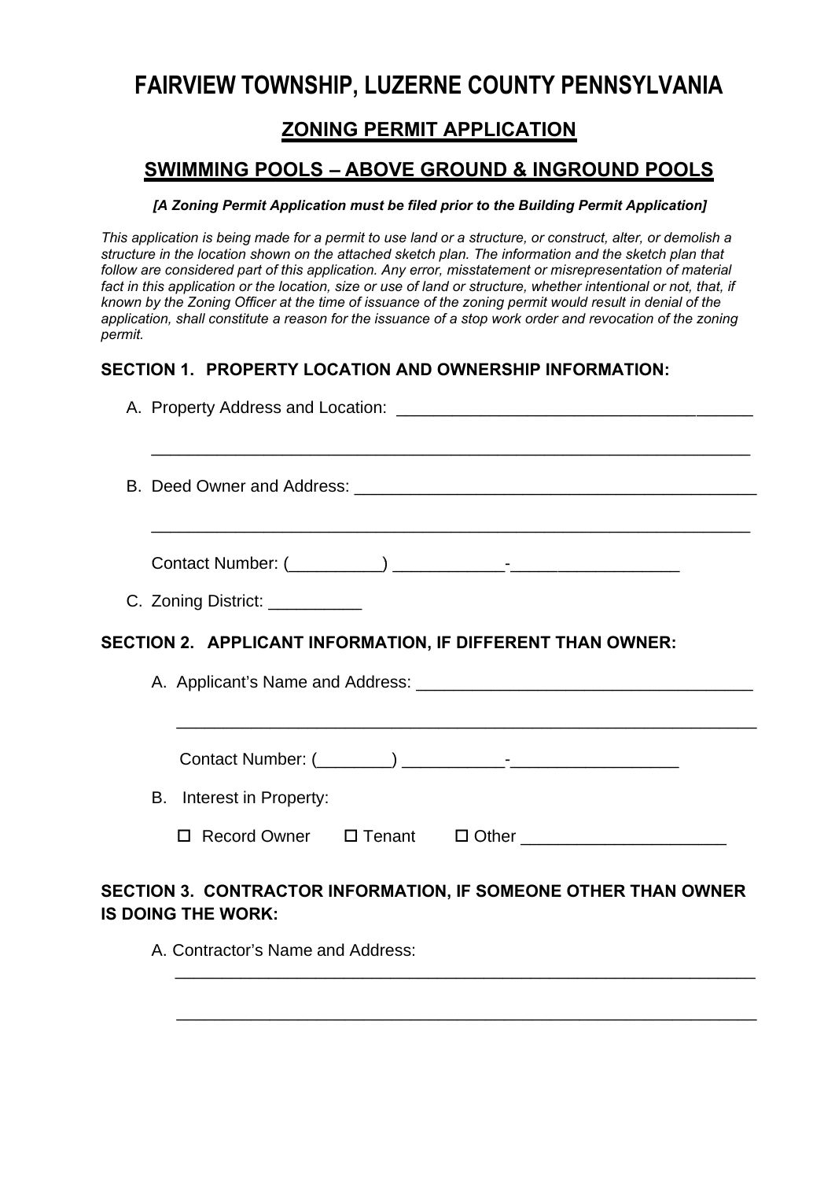# FAIRVIEW TOWNSHIP, LUZERNE COUNTY PENNSYLVANIA

## ZONING PERMIT APPLICATION

## SWIMMING POOLS – ABOVE GROUND & INGROUND POOLS

***[A Zoning Permit Application must be filed prior to the Building Permit Application]***

*This application is being made for a permit to use land or a structure, or construct, alter, or demolish a structure in the location shown on the attached sketch plan. The information and the sketch plan that follow are considered part of this application. Any error, misstatement or misrepresentation of material fact in this application or the location, size or use of land or structure, whether intentional or not, that, if known by the Zoning Officer at the time of issuance of the zoning permit would result in denial of the application, shall constitute a reason for the issuance of a stop work order and revocation of the zoning permit.*

**SECTION 1. PROPERTY LOCATION AND OWNERSHIP INFORMATION:**

A. Property Address and Location: ______________________________________

_________________________________________________________________

B. Deed Owner and Address: ____________________________________________

_________________________________________________________________

Contact Number: (__________) ___________-_________________

C. Zoning District: __________

**SECTION 2. APPLICANT INFORMATION, IF DIFFERENT THAN OWNER:**

A. Applicant's Name and Address: ____________________________________

_________________________________________________________________

Contact Number: (________) ___________-_________________

B. Interest in Property:

☐ Record Owner ☐ Tenant ☐ Other _____________________

**SECTION 3. CONTRACTOR INFORMATION, IF SOMEONE OTHER THAN OWNER IS DOING THE WORK:**

A. Contractor's Name and Address:

_________________________________________________________________

_________________________________________________________________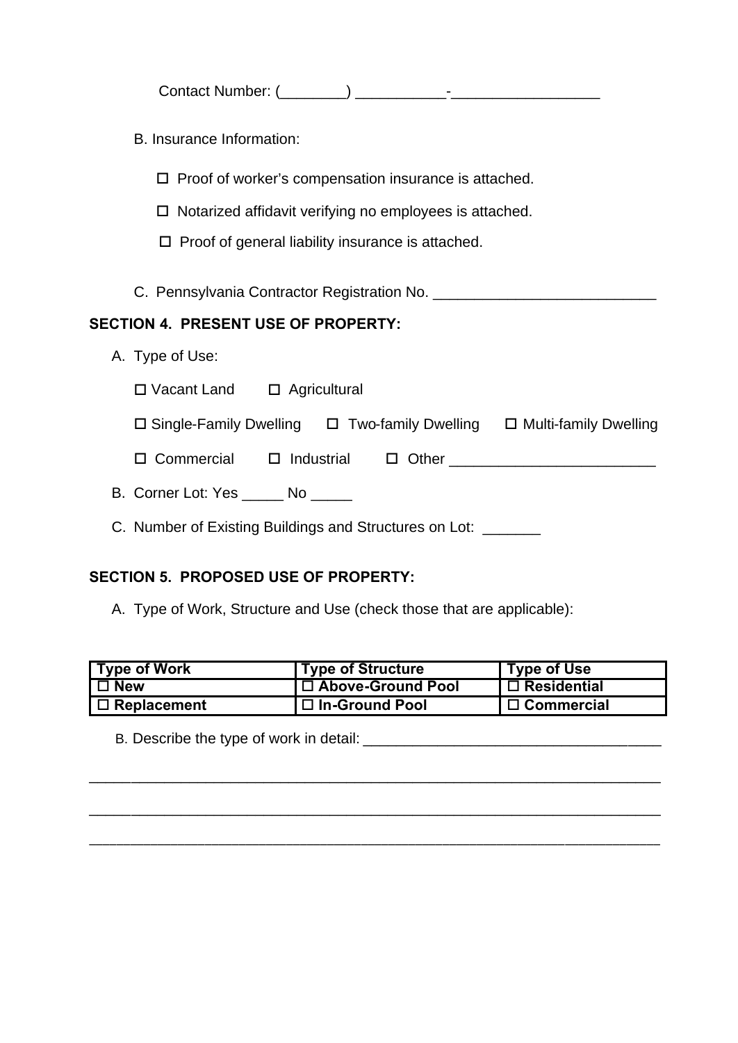Contact Number: (________) ___________-__________________

B. Insurance Information:

☐ Proof of worker's compensation insurance is attached.

☐ Notarized affidavit verifying no employees is attached.

☐ Proof of general liability insurance is attached.

C. Pennsylvania Contractor Registration No. ___________________________

## SECTION 4. PRESENT USE OF PROPERTY:

A. Type of Use:

☐ Vacant Land ☐ Agricultural

☐ Single-Family Dwelling ☐ Two-family Dwelling ☐ Multi-family Dwelling

☐ Commercial ☐ Industrial ☐ Other _________________________

B. Corner Lot: Yes _____ No _____

C. Number of Existing Buildings and Structures on Lot: _______

## SECTION 5. PROPOSED USE OF PROPERTY:

A. Type of Work, Structure and Use (check those that are applicable):

| Type of Work | Type of Structure | Type of Use |
|---|---|---|
| ☐ New | ☐ Above-Ground Pool | ☐ Residential |
| ☐ Replacement | ☐ In-Ground Pool | ☐ Commercial |

B. Describe the type of work in detail: ___________________________________

_____________________________________________________________________

_____________________________________________________________________

_____________________________________________________________________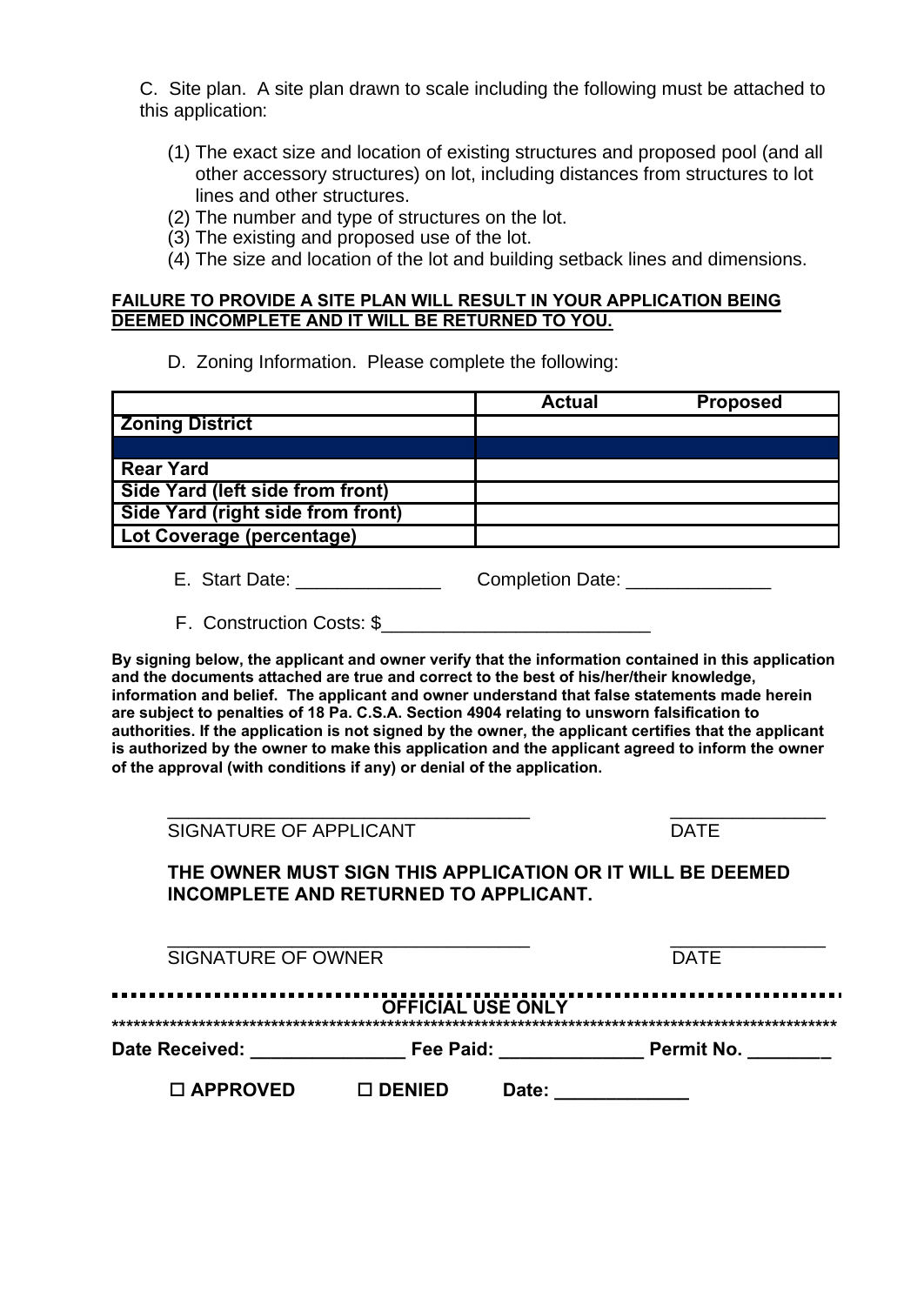C. Site plan. A site plan drawn to scale including the following must be attached to this application:

(1) The exact size and location of existing structures and proposed pool (and all other accessory structures) on lot, including distances from structures to lot lines and other structures.
(2) The number and type of structures on the lot.
(3) The existing and proposed use of the lot.
(4) The size and location of the lot and building setback lines and dimensions.

**FAILURE TO PROVIDE A SITE PLAN WILL RESULT IN YOUR APPLICATION BEING DEEMED INCOMPLETE AND IT WILL BE RETURNED TO YOU.**

D. Zoning Information. Please complete the following:

| | Actual | Proposed |
|---|---|---|
| **Zoning District** | | |
| | | |
| **Rear Yard** | | |
| **Side Yard (left side from front)** | | |
| **Side Yard (right side from front)** | | |
| **Lot Coverage (percentage)** | | |

E. Start Date: ______________ Completion Date: ______________

F. Construction Costs: $__________________________

**By signing below, the applicant and owner verify that the information contained in this application and the documents attached are true and correct to the best of his/her/their knowledge, information and belief. The applicant and owner understand that false statements made herein are subject to penalties of 18 Pa. C.S.A. Section 4904 relating to unsworn falsification to authorities. If the application is not signed by the owner, the applicant certifies that the applicant is authorized by the owner to make this application and the applicant agreed to inform the owner of the approval (with conditions if any) or denial of the application.**

___________________________________ _______________
SIGNATURE OF APPLICANT DATE

**THE OWNER MUST SIGN THIS APPLICATION OR IT WILL BE DEEMED INCOMPLETE AND RETURNED TO APPLICANT.**

___________________________________ _______________
SIGNATURE OF OWNER DATE

**OFFICIAL USE ONLY**

**Date Received:** _______________ **Fee Paid:** ______________ **Permit No.** ________

☐ **APPROVED** ☐ **DENIED** **Date:** _____________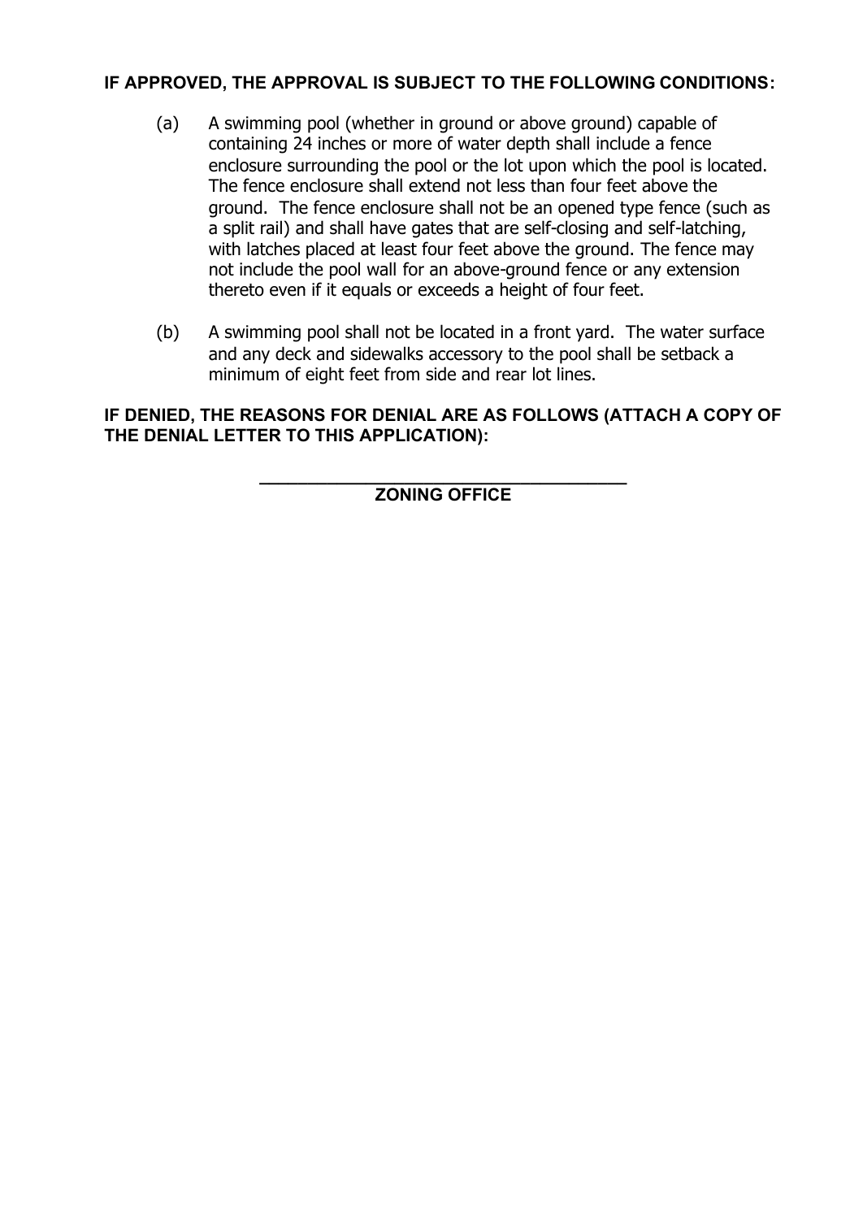**IF APPROVED, THE APPROVAL IS SUBJECT TO THE FOLLOWING CONDITIONS:**

(a) A swimming pool (whether in ground or above ground) capable of containing 24 inches or more of water depth shall include a fence enclosure surrounding the pool or the lot upon which the pool is located. The fence enclosure shall extend not less than four feet above the ground. The fence enclosure shall not be an opened type fence (such as a split rail) and shall have gates that are self-closing and self-latching, with latches placed at least four feet above the ground. The fence may not include the pool wall for an above-ground fence or any extension thereto even if it equals or exceeds a height of four feet.

(b) A swimming pool shall not be located in a front yard. The water surface and any deck and sidewalks accessory to the pool shall be setback a minimum of eight feet from side and rear lot lines.

**IF DENIED, THE REASONS FOR DENIAL ARE AS FOLLOWS (ATTACH A COPY OF THE DENIAL LETTER TO THIS APPLICATION):**

\_\_\_\_\_\_\_\_\_\_\_\_\_\_\_\_\_\_\_\_\_\_\_\_\_\_\_\_\_\_\_\_\_\_\_\_\_\_

**ZONING OFFICE**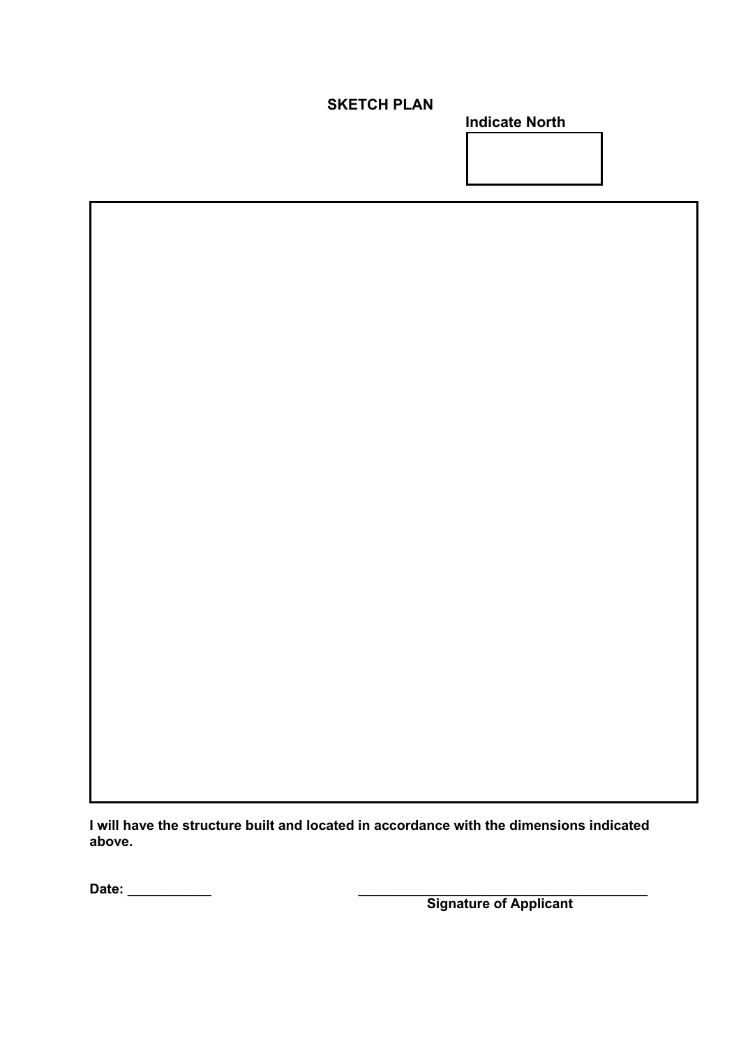**SKETCH PLAN**

**Indicate North**

**I will have the structure built and located in accordance with the dimensions indicated above.**

**Date: ___________**

**_______________________________________**
**Signature of Applicant**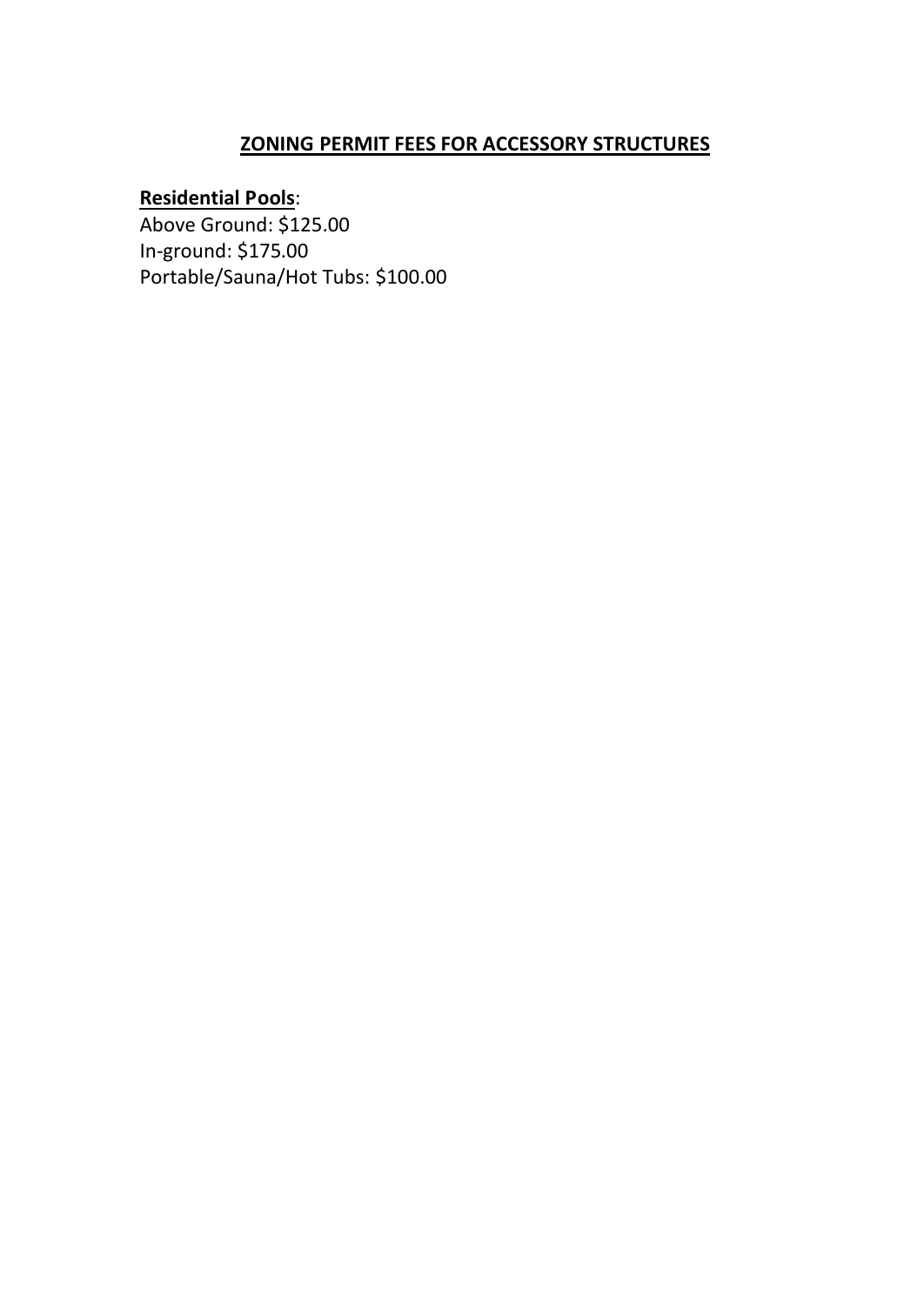## ZONING PERMIT FEES FOR ACCESSORY STRUCTURES

**Residential Pools**:
Above Ground: $125.00
In-ground: $175.00
Portable/Sauna/Hot Tubs: $100.00